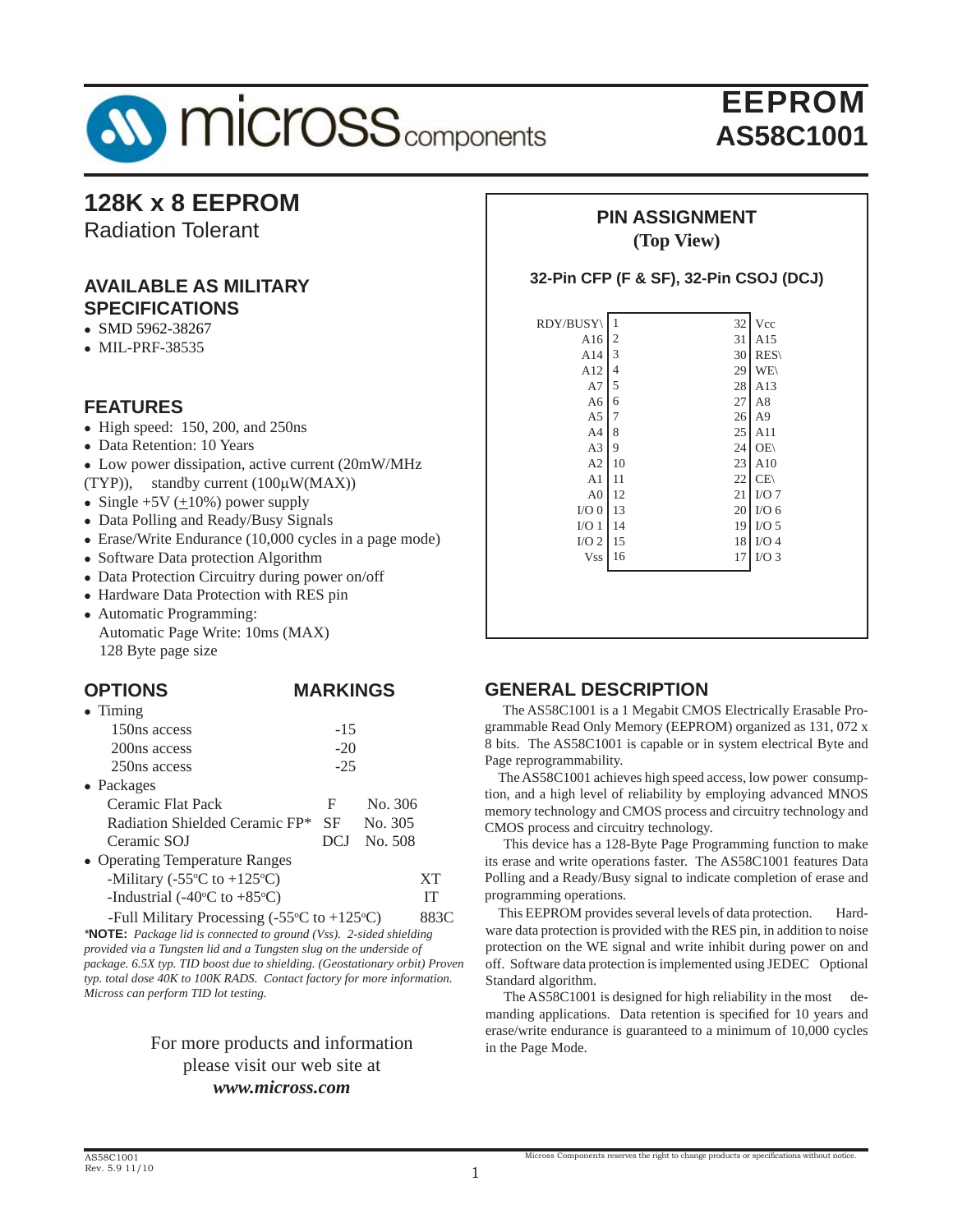# EEPROM AS58C1001

## 128K x 8 EEPROM

Radiation Tolerant

### AVAILABLE AS MILITARY SPECIFICATIONS

- SMD 5962-38267
- MIL-PRF-38535

### FEATURES

- High speed: 150, 200, and 250ns
- Data Retention: 10 Years
- Low power dissipation, active current (20mW/MHz (TYP)), standby current (100µW(MAX))
- Single +5V (±10%) power supply
- Data Polling and Ready/Busy Signals
- Erase/Write Endurance (10,000 cycles in a page mode)
- Software Data protection Algorithm
- Data Protection Circuitry during power on/off
- Hardware Data Protection with RES pin
- Automatic Programming:
  Automatic Page Write: 10ms (MAX)
  128 Byte page size

### OPTIONS / MARKINGS

| OPTIONS | MARKINGS | |
|---|---|---|
| **Timing** | | |
| 150ns access | -15 | |
| 200ns access | -20 | |
| 250ns access | -25 | |
| **Packages** | | |
| Ceramic Flat Pack | F | No. 306 |
| Radiation Shielded Ceramic FP* | SF | No. 305 |
| Ceramic SOJ | DCJ | No. 508 |
| **Operating Temperature Ranges** | | |
| -Military (-55°C to +125°C) | XT | |
| -Industrial (-40°C to +85°C) | IT | |
| -Full Military Processing (-55°C to +125°C) | 883C | |

*\*NOTE: Package lid is connected to ground (Vss). 2-sided shielding provided via a Tungsten lid and a Tungsten slug on the underside of package. 6.5X typ. TID boost due to shielding. (Geostationary orbit) Proven typ. total dose 40K to 100K RADS. Contact factory for more information. Micross can perform TID lot testing.*

For more products and information please visit our web site at ***www.micross.com***

### PIN ASSIGNMENT
**(Top View)**

**32-Pin CFP (F & SF), 32-Pin CSOJ (DCJ)**

| Signal | Pin | Pin | Signal |
|---|---|---|---|
| RDY/BUSY\ | 1 | 32 | Vcc |
| A16 | 2 | 31 | A15 |
| A14 | 3 | 30 | RES\ |
| A12 | 4 | 29 | WE\ |
| A7 | 5 | 28 | A13 |
| A6 | 6 | 27 | A8 |
| A5 | 7 | 26 | A9 |
| A4 | 8 | 25 | A11 |
| A3 | 9 | 24 | OE\ |
| A2 | 10 | 23 | A10 |
| A1 | 11 | 22 | CE\ |
| A0 | 12 | 21 | I/O 7 |
| I/O 0 | 13 | 20 | I/O 6 |
| I/O 1 | 14 | 19 | I/O 5 |
| I/O 2 | 15 | 18 | I/O 4 |
| Vss | 16 | 17 | I/O 3 |

### GENERAL DESCRIPTION

The AS58C1001 is a 1 Megabit CMOS Electrically Erasable Programmable Read Only Memory (EEPROM) organized as 131, 072 x 8 bits. The AS58C1001 is capable or in system electrical Byte and Page reprogrammability.

The AS58C1001 achieves high speed access, low power consumption, and a high level of reliability by employing advanced MNOS memory technology and CMOS process and circuitry technology and CMOS process and circuitry technology.

This device has a 128-Byte Page Programming function to make its erase and write operations faster. The AS58C1001 features Data Polling and a Ready/Busy signal to indicate completion of erase and programming operations.

This EEPROM provides several levels of data protection. Hardware data protection is provided with the RES pin, in addition to noise protection on the WE signal and write inhibit during power on and off. Software data protection is implemented using JEDEC Optional Standard algorithm.

The AS58C1001 is designed for high reliability in the most demanding applications. Data retention is specified for 10 years and erase/write endurance is guaranteed to a minimum of 10,000 cycles in the Page Mode.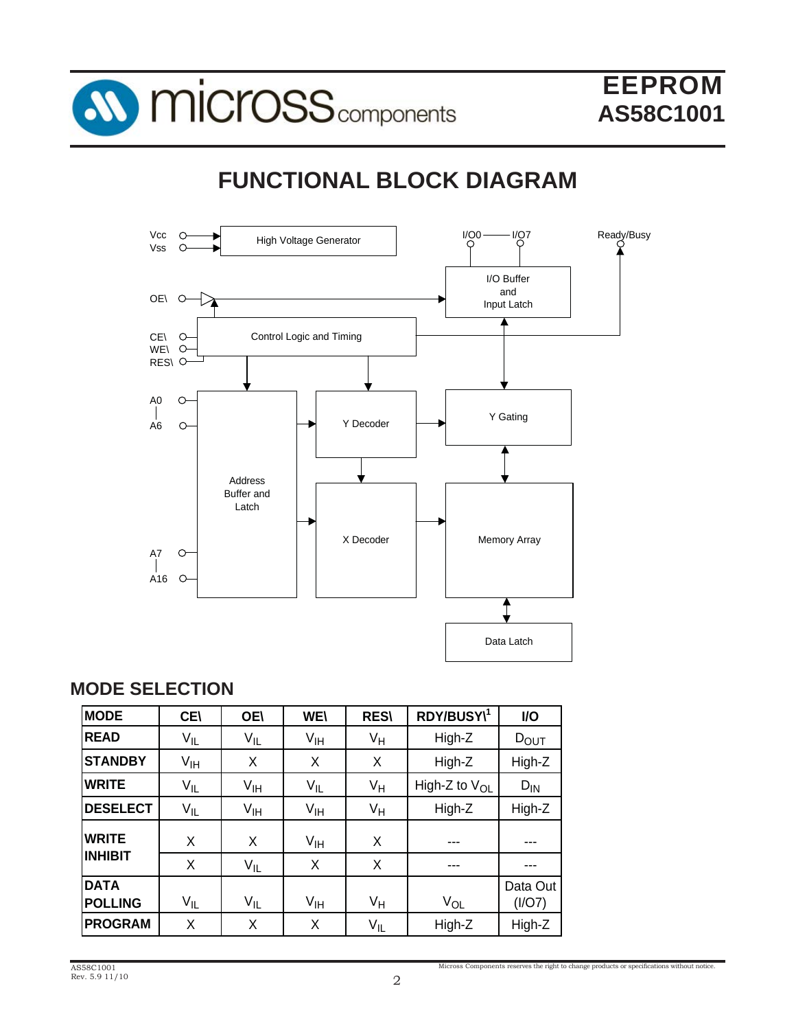# FUNCTIONAL BLOCK DIAGRAM

Vcc
Vss
High Voltage Generator
I/O0 — I/O7
Ready/Busy
OE\
I/O Buffer and Input Latch
CE\
WE\
RES\
Control Logic and Timing
A0 — A6
Y Decoder
Y Gating
Address Buffer and Latch
X Decoder
Memory Array
A7 — A16
Data Latch

## MODE SELECTION

| MODE | CE\ | OE\ | WE\ | RES\ | RDY/BUSY\[1] | I/O |
|---|---|---|---|---|---|---|
| READ | $V_{IL}$ | $V_{IL}$ | $V_{IH}$ | $V_H$ | High-Z | $D_{OUT}$ |
| STANDBY | $V_{IH}$ | X | X | X | High-Z | High-Z |
| WRITE | $V_{IL}$ | $V_{IH}$ | $V_{IL}$ | $V_H$ | High-Z to $V_{OL}$ | $D_{IN}$ |
| DESELECT | $V_{IL}$ | $V_{IH}$ | $V_{IH}$ | $V_H$ | High-Z | High-Z |
| WRITE INHIBIT | X | X | $V_{IH}$ | X | --- | --- |
| | X | $V_{IL}$ | X | X | --- | --- |
| DATA POLLING | $V_{IL}$ | $V_{IL}$ | $V_{IH}$ | $V_H$ | $V_{OL}$ | Data Out (I/O7) |
| PROGRAM | X | X | X | $V_{IL}$ | High-Z | High-Z |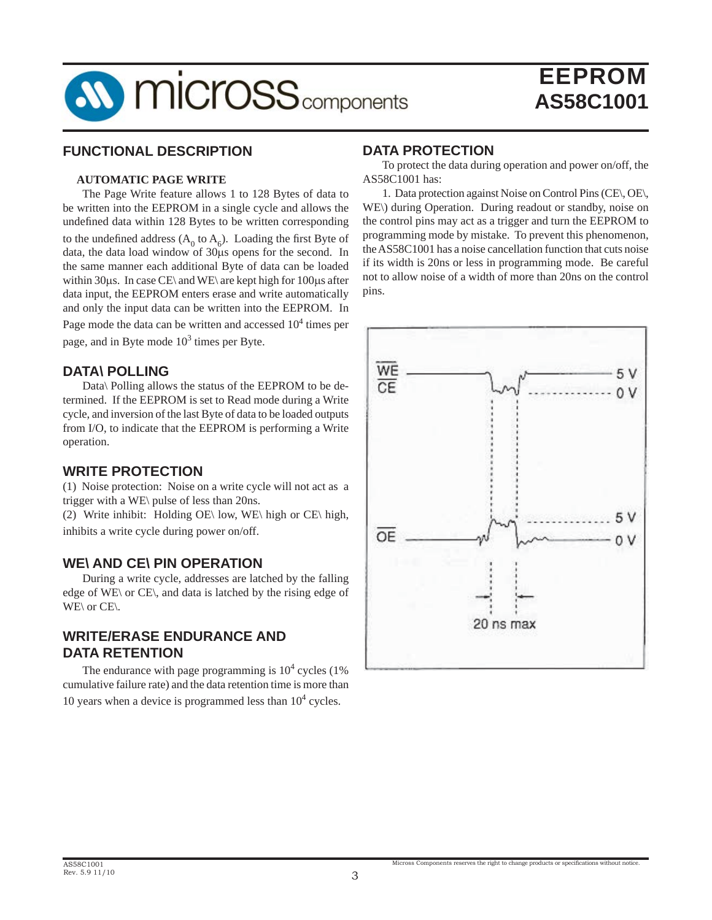# EEPROM AS58C1001

## FUNCTIONAL DESCRIPTION

### AUTOMATIC PAGE WRITE

The Page Write feature allows 1 to 128 Bytes of data to be written into the EEPROM in a single cycle and allows the undefined data within 128 Bytes to be written corresponding to the undefined address ($A_0$ to $A_6$). Loading the first Byte of data, the data load window of 30µs opens for the second. In the same manner each additional Byte of data can be loaded within 30µs. In case CE\ and WE\ are kept high for 100µs after data input, the EEPROM enters erase and write automatically and only the input data can be written into the EEPROM. In Page mode the data can be written and accessed $10^4$ times per page, and in Byte mode $10^3$ times per Byte.

## DATA\ POLLING

Data\ Polling allows the status of the EEPROM to be determined. If the EEPROM is set to Read mode during a Write cycle, and inversion of the last Byte of data to be loaded outputs from I/O, to indicate that the EEPROM is performing a Write operation.

## WRITE PROTECTION

(1) Noise protection: Noise on a write cycle will not act as a trigger with a WE\ pulse of less than 20ns.

(2) Write inhibit: Holding OE\ low, WE\ high or CE\ high, inhibits a write cycle during power on/off.

## WE\ AND CE\ PIN OPERATION

During a write cycle, addresses are latched by the falling edge of WE\ or CE\, and data is latched by the rising edge of WE\ or CE\.

## WRITE/ERASE ENDURANCE AND DATA RETENTION

The endurance with page programming is $10^4$ cycles (1% cumulative failure rate) and the data retention time is more than 10 years when a device is programmed less than $10^4$ cycles.

## DATA PROTECTION

To protect the data during operation and power on/off, the AS58C1001 has:

1. Data protection against Noise on Control Pins (CE\, OE\, WE\) during Operation. During readout or standby, noise on the control pins may act as a trigger and turn the EEPROM to programming mode by mistake. To prevent this phenomenon, the AS58C1001 has a noise cancellation function that cuts noise if its width is 20ns or less in programming mode. Be careful not to allow noise of a width of more than 20ns on the control pins.

WE\ CE\ 5 V 0 V

OE\ 5 V 0 V

20 ns max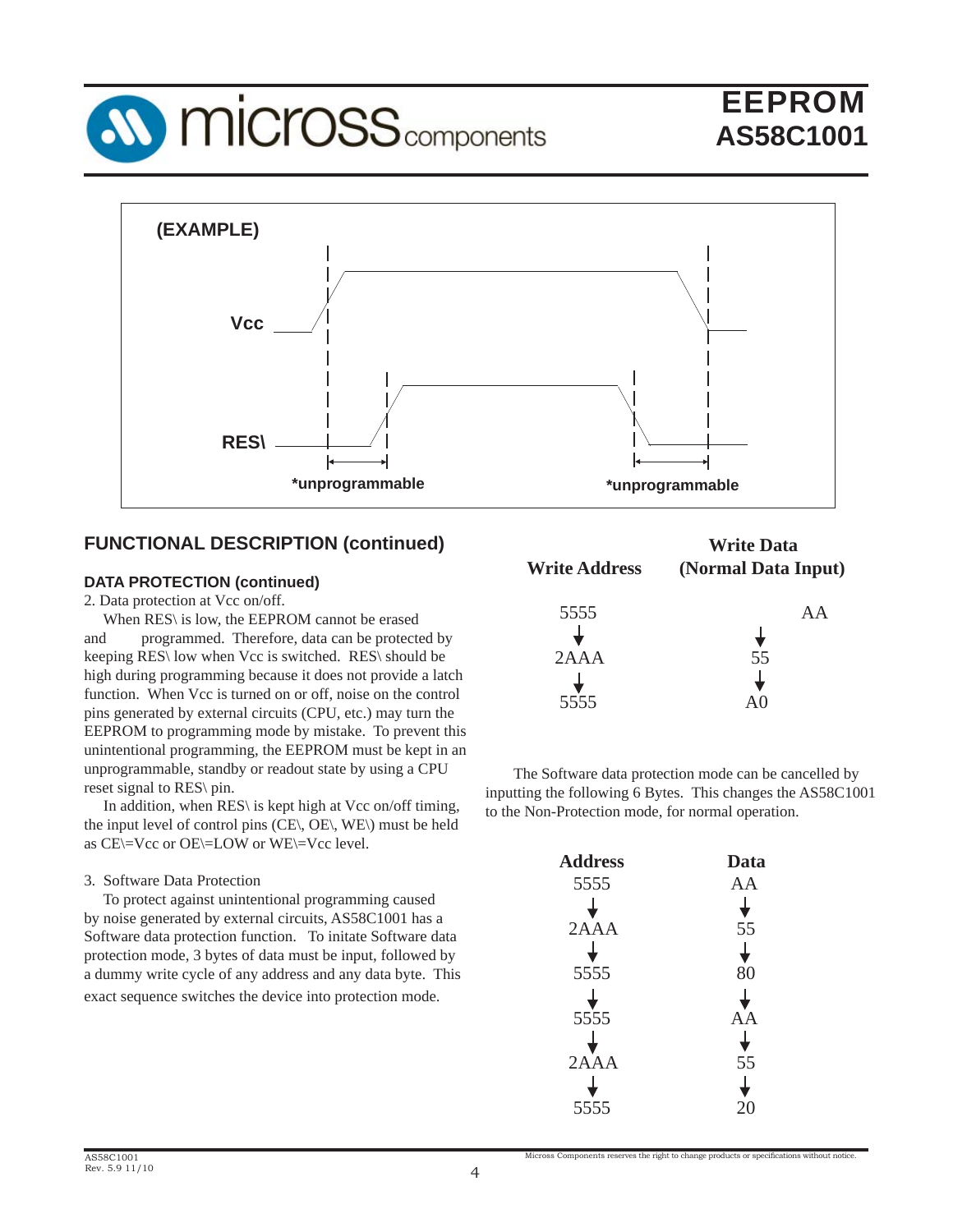(EXAMPLE)

Vcc

RES\

*unprogrammable

*unprogrammable

## FUNCTIONAL DESCRIPTION (continued)

### DATA PROTECTION (continued)

2. Data protection at Vcc on/off.

When RES\ is low, the EEPROM cannot be erased and programmed. Therefore, data can be protected by keeping RES\ low when Vcc is switched. RES\ should be high during programming because it does not provide a latch function. When Vcc is turned on or off, noise on the control pins generated by external circuits (CPU, etc.) may turn the EEPROM to programming mode by mistake. To prevent this unintentional programming, the EEPROM must be kept in an unprogrammable, standby or readout state by using a CPU reset signal to RES\ pin.

In addition, when RES\ is kept high at Vcc on/off timing, the input level of control pins (CE\, OE\, WE\) must be held as CE\=Vcc or OE\=LOW or WE\=Vcc level.

3. Software Data Protection

To protect against unintentional programming caused by noise generated by external circuits, AS58C1001 has a Software data protection function. To initate Software data protection mode, 3 bytes of data must be input, followed by a dummy write cycle of any address and any data byte. This exact sequence switches the device into protection mode.

| Write Address | Write Data (Normal Data Input) |
|---|---|
| 5555 | AA |
| ↓ | ↓ |
| 2AAA | 55 |
| ↓ | ↓ |
| 5555 | A0 |

The Software data protection mode can be cancelled by inputting the following 6 Bytes. This changes the AS58C1001 to the Non-Protection mode, for normal operation.

| Address | Data |
|---|---|
| 5555 | AA |
| ↓ | ↓ |
| 2AAA | 55 |
| ↓ | ↓ |
| 5555 | 80 |
| ↓ | ↓ |
| 5555 | AA |
| ↓ | ↓ |
| 2AAA | 55 |
| ↓ | ↓ |
| 5555 | 20 |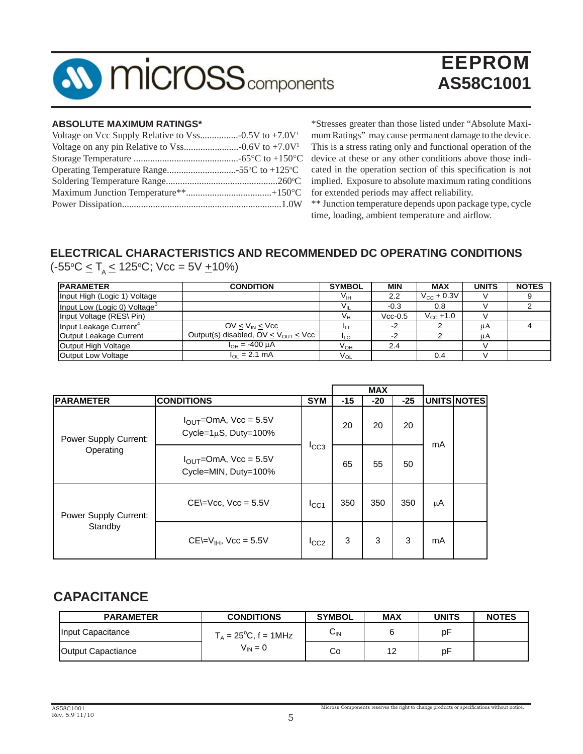## ABSOLUTE MAXIMUM RATINGS*

Voltage on Vcc Supply Relative to Vss................-0.5V to +7.0V[1]
Voltage on any pin Relative to Vss.......................-0.6V to +7.0V[1]
Storage Temperature ............................................-65°C to +150°C
Operating Temperature Range.............................-55°C to +125°C
Soldering Temperature Range...............................................260°C
Maximum Junction Temperature**....................................+150°C
Power Dissipation..................................................................1.0W

*Stresses greater than those listed under "Absolute Maximum Ratings" may cause permanent damage to the device. This is a stress rating only and functional operation of the device at these or any other conditions above those indicated in the operation section of this specification is not implied. Exposure to absolute maximum rating conditions for extended periods may affect reliability.

** Junction temperature depends upon package type, cycle time, loading, ambient temperature and airflow.

## ELECTRICAL CHARACTERISTICS AND RECOMMENDED DC OPERATING CONDITIONS

($-55°C \leq T_A \leq 125°C$; Vcc = 5V ±10%)

| PARAMETER | CONDITION | SYMBOL | MIN | MAX | UNITS | NOTES |
|---|---|---|---|---|---|---|
| Input High (Logic 1) Voltage | | $V_{IH}$ | 2.2 | $V_{CC}$ + 0.3V | V | 9 |
| Input Low (Logic 0) Voltage[3] | | $V_{IL}$ | -0.3 | 0.8 | V | 2 |
| Input Voltage (RES\ Pin) | | $V_H$ | Vcc-0.5 | $V_{CC}$ +1.0 | V | |
| Input Leakage Current[4] | $0V \leq V_{IN} \leq Vcc$ | $I_{LI}$ | -2 | 2 | µA | 4 |
| Output Leakage Current | Output(s) disabled, $0V \leq V_{OUT} \leq Vcc$ | $I_{LO}$ | -2 | 2 | µA | |
| Output High Voltage | $I_{OH}$ = -400 µA | $V_{OH}$ | 2.4 | | V | |
| Output Low Voltage | $I_{OL}$ = 2.1 mA | $V_{OL}$ | | 0.4 | V | |

| PARAMETER | CONDITIONS | SYM | MAX | | | UNITS | NOTES |
|---|---|---|---|---|---|---|---|
| | | | -15 | -20 | -25 | | |
| Power Supply Current: Operating | $I_{OUT}$=0mA, Vcc = 5.5V Cycle=1µS, Duty=100% | $I_{CC3}$ | 20 | 20 | 20 | mA | |
| | $I_{OUT}$=0mA, Vcc = 5.5V Cycle=MIN, Duty=100% | | 65 | 55 | 50 | | |
| Power Supply Current: Standby | CE\=Vcc, Vcc = 5.5V | $I_{CC1}$ | 350 | 350 | 350 | µA | |
| | CE\=$V_{IH}$, Vcc = 5.5V | $I_{CC2}$ | 3 | 3 | 3 | mA | |

## CAPACITANCE

| PARAMETER | CONDITIONS | SYMBOL | MAX | UNITS | NOTES |
|---|---|---|---|---|---|
| Input Capacitance | $T_A$ = 25°C, f = 1MHz $V_{IN}$ = 0 | $C_{IN}$ | 6 | pF | |
| Output Capactiance | | Co | 12 | pF | |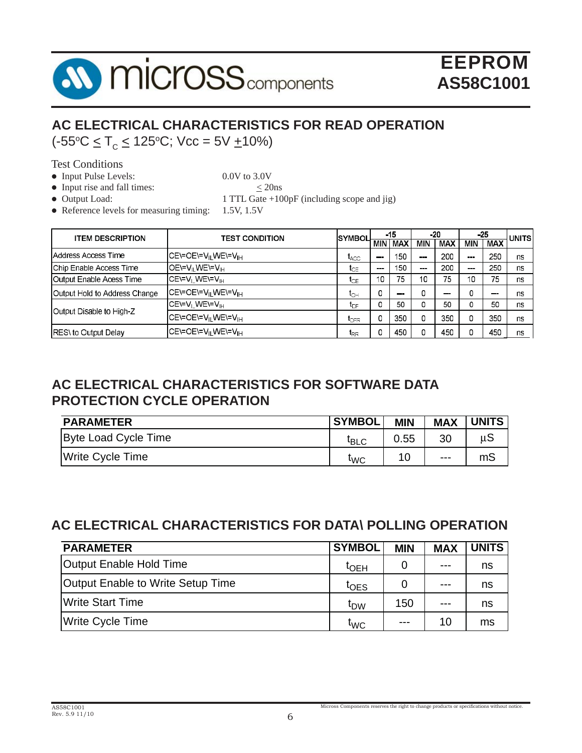## AC ELECTRICAL CHARACTERISTICS FOR READ OPERATION

(-55°C ≤ $T_C$ ≤ 125°C; Vcc = 5V ±10%)

Test Conditions

- Input Pulse Levels: 0.0V to 3.0V
- Input rise and fall times: ≤ 20ns
- Output Load: 1 TTL Gate +100pF (including scope and jig)
- Reference levels for measuring timing: 1.5V, 1.5V

| ITEM DESCRIPTION | TEST CONDITION | SYMBOL | -15 | | -20 | | -25 | | UNITS |
|---|---|---|---|---|---|---|---|---|---|
| | | | MIN | MAX | MIN | MAX | MIN | MAX | |
| Address Access Time | CE\=OE\=$V_{IL}$WE\=$V_{IH}$ | $t_{ACC}$ | --- | 150 | --- | 200 | --- | 250 | ns |
| Chip Enable Access Time | OE\=$V_{IL}$WE\=$V_{IH}$ | $t_{CE}$ | --- | 150 | --- | 200 | --- | 250 | ns |
| Output Enable Acess Time | CE\=$V_{IL}$WE\=$V_{IH}$ | $t_{OE}$ | 10 | 75 | 10 | 75 | 10 | 75 | ns |
| Output Hold to Address Change | CE\=OE\=$V_{IL}$WE\=$V_{IH}$ | $t_{OH}$ | 0 | --- | 0 | --- | 0 | --- | ns |
| Output Disable to High-Z | CE\=$V_{IL}$WE\=$V_{IH}$ | $t_{DF}$ | 0 | 50 | 0 | 50 | 0 | 50 | ns |
| | CE\=OE\=$V_{IL}$WE\=$V_{IH}$ | $t_{DFR}$ | 0 | 350 | 0 | 350 | 0 | 350 | ns |
| RES\ to Output Delay | CE\=OE\=$V_{IL}$WE\=$V_{IH}$ | $t_{RR}$ | 0 | 450 | 0 | 450 | 0 | 450 | ns |

## AC ELECTRICAL CHARACTERISTICS FOR SOFTWARE DATA PROTECTION CYCLE OPERATION

| PARAMETER | SYMBOL | MIN | MAX | UNITS |
|---|---|---|---|---|
| Byte Load Cycle Time | $t_{BLC}$ | 0.55 | 30 | µS |
| Write Cycle Time | $t_{WC}$ | 10 | --- | mS |

## AC ELECTRICAL CHARACTERISTICS FOR DATA\ POLLING OPERATION

| PARAMETER | SYMBOL | MIN | MAX | UNITS |
|---|---|---|---|---|
| Output Enable Hold Time | $t_{OEH}$ | 0 | --- | ns |
| Output Enable to Write Setup Time | $t_{OES}$ | 0 | --- | ns |
| Write Start Time | $t_{DW}$ | 150 | --- | ns |
| Write Cycle Time | $t_{WC}$ | --- | 10 | ms |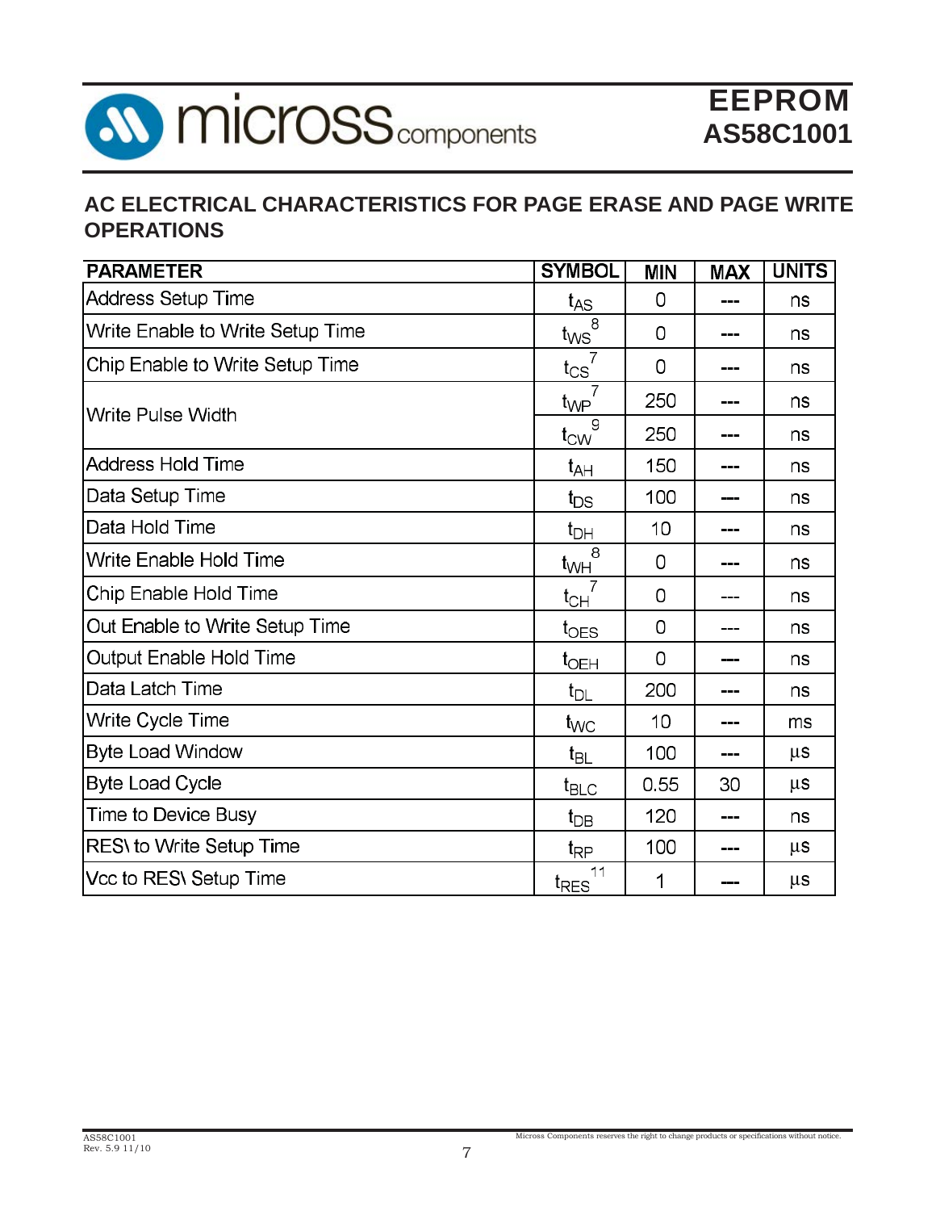## AC ELECTRICAL CHARACTERISTICS FOR PAGE ERASE AND PAGE WRITE OPERATIONS

| PARAMETER | SYMBOL | MIN | MAX | UNITS |
|---|---|---|---|---|
| Address Setup Time | $t_{AS}$ | 0 | --- | ns |
| Write Enable to Write Setup Time | $t_{WS}$ [8] | 0 | --- | ns |
| Chip Enable to Write Setup Time | $t_{CS}$ [7] | 0 | --- | ns |
| Write Pulse Width | $t_{WP}$ [7] | 250 | --- | ns |
| | $t_{CW}$ [9] | 250 | --- | ns |
| Address Hold Time | $t_{AH}$ | 150 | --- | ns |
| Data Setup Time | $t_{DS}$ | 100 | --- | ns |
| Data Hold Time | $t_{DH}$ | 10 | --- | ns |
| Write Enable Hold Time | $t_{WH}$ [8] | 0 | --- | ns |
| Chip Enable Hold Time | $t_{CH}$ [7] | 0 | --- | ns |
| Out Enable to Write Setup Time | $t_{OES}$ | 0 | --- | ns |
| Output Enable Hold Time | $t_{OEH}$ | 0 | --- | ns |
| Data Latch Time | $t_{DL}$ | 200 | --- | ns |
| Write Cycle Time | $t_{WC}$ | 10 | --- | ms |
| Byte Load Window | $t_{BL}$ | 100 | --- | µs |
| Byte Load Cycle | $t_{BLC}$ | 0.55 | 30 | µs |
| Time to Device Busy | $t_{DB}$ | 120 | --- | ns |
| RES\ to Write Setup Time | $t_{RP}$ | 100 | --- | µs |
| Vcc to RES\ Setup Time | $t_{RES}$ [11] | 1 | --- | µs |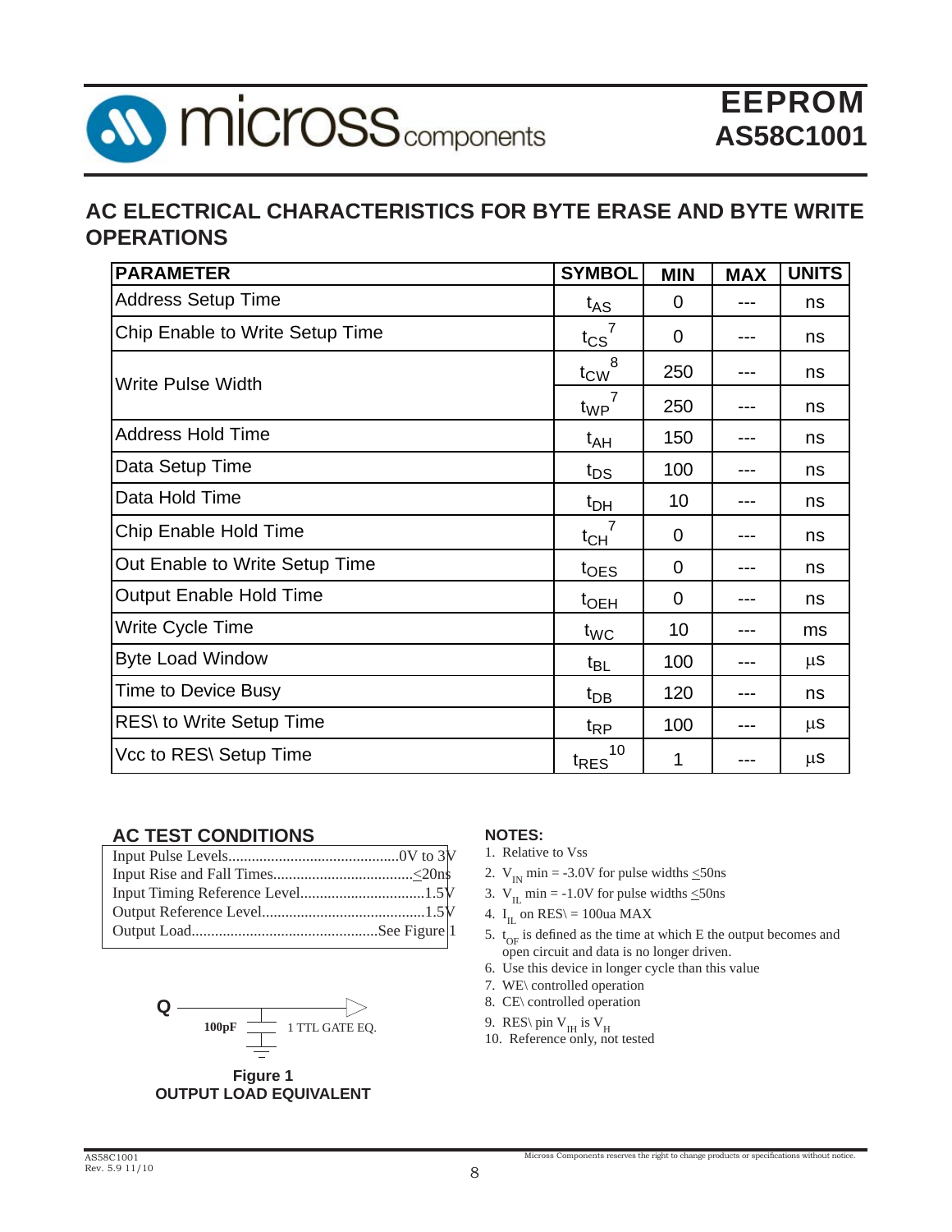## AC ELECTRICAL CHARACTERISTICS FOR BYTE ERASE AND BYTE WRITE OPERATIONS

| PARAMETER | SYMBOL | MIN | MAX | UNITS |
|---|---|---|---|---|
| Address Setup Time | $t_{AS}$ | 0 | --- | ns |
| Chip Enable to Write Setup Time | $t_{CS}$ [7] | 0 | --- | ns |
| Write Pulse Width | $t_{CW}$ [8] | 250 | --- | ns |
| | $t_{WP}$ [7] | 250 | --- | ns |
| Address Hold Time | $t_{AH}$ | 150 | --- | ns |
| Data Setup Time | $t_{DS}$ | 100 | --- | ns |
| Data Hold Time | $t_{DH}$ | 10 | --- | ns |
| Chip Enable Hold Time | $t_{CH}$ [7] | 0 | --- | ns |
| Out Enable to Write Setup Time | $t_{OES}$ | 0 | --- | ns |
| Output Enable Hold Time | $t_{OEH}$ | 0 | --- | ns |
| Write Cycle Time | $t_{WC}$ | 10 | --- | ms |
| Byte Load Window | $t_{BL}$ | 100 | --- | µs |
| Time to Device Busy | $t_{DB}$ | 120 | --- | ns |
| RES\ to Write Setup Time | $t_{RP}$ | 100 | --- | µs |
| Vcc to RES\ Setup Time | $t_{RES}$ [10] | 1 | --- | µs |

### AC TEST CONDITIONS

| | |
|---|---|
| Input Pulse Levels | 0V to 3V |
| Input Rise and Fall Times | ≤20ns |
| Input Timing Reference Level | 1.5V |
| Output Reference Level | 1.5V |
| Output Load | See Figure 1 |

Q — 100pF — 1 TTL GATE EQ.

**Figure 1**
**OUTPUT LOAD EQUIVALENT**

### NOTES:

1. Relative to Vss
2. $V_{IN}$ min = -3.0V for pulse widths ≤50ns
3. $V_{IL}$ min = -1.0V for pulse widths ≤50ns
4. $I_{IL}$ on RES\ = 100ua MAX
5. $t_{OF}$ is defined as the time at which E the output becomes and open circuit and data is no longer driven.
6. Use this device in longer cycle than this value
7. WE\ controlled operation
8. CE\ controlled operation
9. RES\ pin $V_{IH}$ is $V_H$
10. Reference only, not tested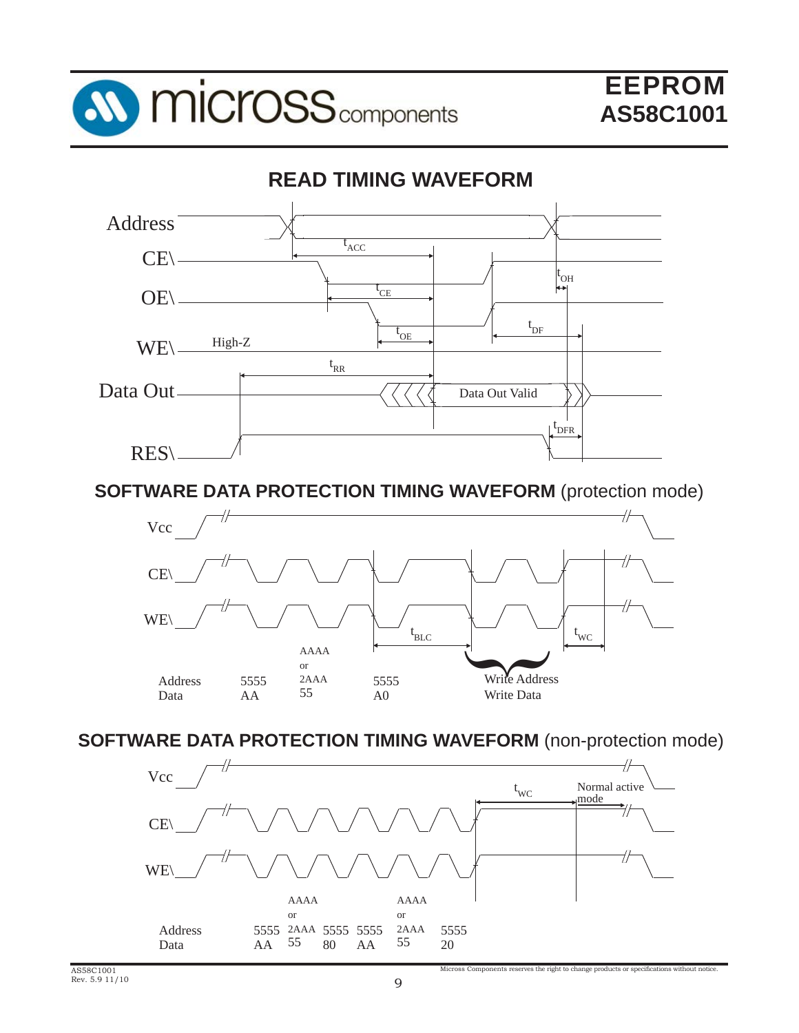## READ TIMING WAVEFORM

Address

CE\

OE\

WE\ High-Z

Data Out

RES\

$t_{ACC}$

$t_{CE}$

$t_{OE}$

$t_{DF}$

$t_{OH}$

$t_{RR}$

Data Out Valid

$t_{DFR}$

## SOFTWARE DATA PROTECTION TIMING WAVEFORM (protection mode)

Vcc

CE\

WE\

$t_{BLC}$

$t_{WC}$

| Address | 5555 | AAAA or 2AAA | 5555 | Write Address |
|---|---|---|---|---|
| Data | AA | 55 | A0 | Write Data |

## SOFTWARE DATA PROTECTION TIMING WAVEFORM (non-protection mode)

Vcc

CE\

WE\

$t_{WC}$

Normal active mode

| Address | 5555 | AAAA or 2AAA | 5555 | 5555 | AAAA or 2AAA | 5555 |
|---|---|---|---|---|---|---|
| Data | AA | 55 | 80 | AA | 55 | 20 |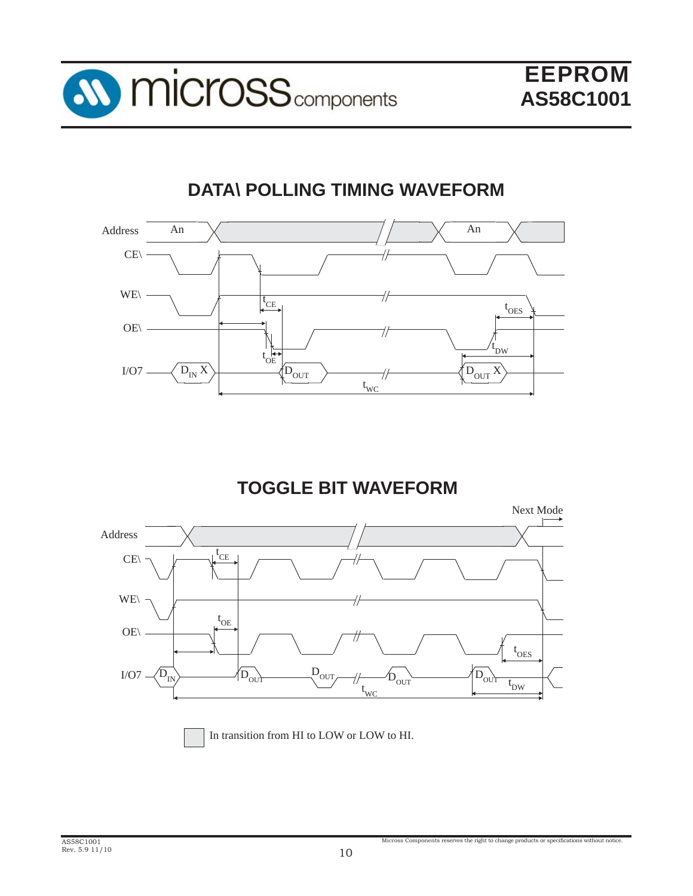## DATA\ POLLING TIMING WAVEFORM

Address An An

CE\

WE\ $t_{CE}$ $t_{OES}$

OE\

$t_{OE}$ $t_{DW}$

I/O7 $D_{IN}$ X $D_{OUT}$ $D_{OUT}$ X

$t_{WC}$

## TOGGLE BIT WAVEFORM

Next Mode

Address

CE\ $t_{CE}$

WE\

OE\ $t_{OE}$

$t_{OES}$

I/O7 $D_{IN}$ $D_{OUT}$ $D_{OUT}$ $D_{OUT}$ $D_{OUT}$ $t_{DW}$

$t_{WC}$

In transition from HI to LOW or LOW to HI.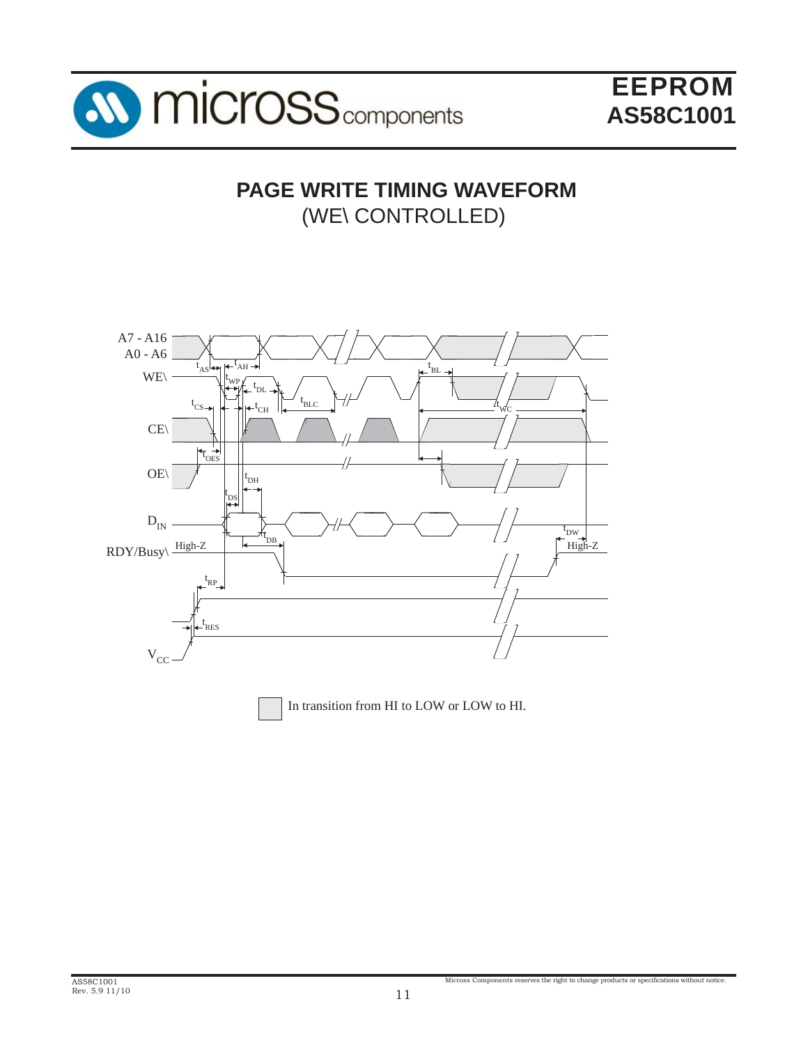# PAGE WRITE TIMING WAVEFORM

(WE\ CONTROLLED)

A7 - A16
A0 - A6

WE\

CE\

OE\

$D_{IN}$

RDY/Busy\

$V_{CC}$

$t_{AS}$ $t_{AH}$ $t_{WP}$ $t_{DL}$ $t_{CS}$ $t_{CH}$ $t_{BLC}$ $t_{BL}$ $t_{WC}$ $t_{OES}$ $t_{DH}$ $t_{DS}$ $t_{DB}$ $t_{DW}$ $t_{RP}$ $t_{RES}$

High-Z

High-Z

In transition from HI to LOW or LOW to HI.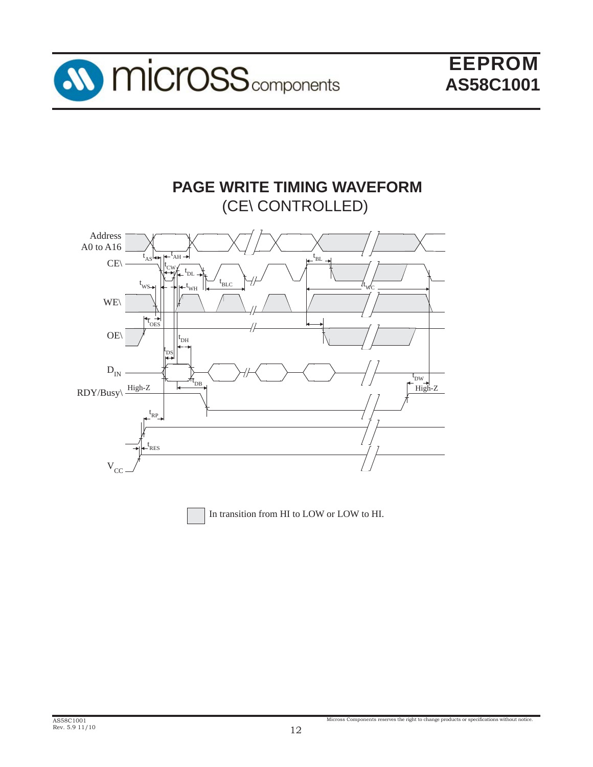## PAGE WRITE TIMING WAVEFORM
(CE\ CONTROLLED)

Address A0 to A16

CE\

WE\

OE\

$D_{IN}$

RDY/Busy\ High-Z

$V_{CC}$

$t_{AS}$ $t_{AH}$ $t_{BL}$ $t_{CW}$ $t_{DL}$ $t_{WS}$ $t_{WH}$ $t_{BLC}$ $t_{WC}$ $t_{OES}$ $t_{DH}$ $t_{DS}$ $t_{DB}$ $t_{DW}$ High-Z $t_{RP}$ $t_{RES}$

In transition from HI to LOW or LOW to HI.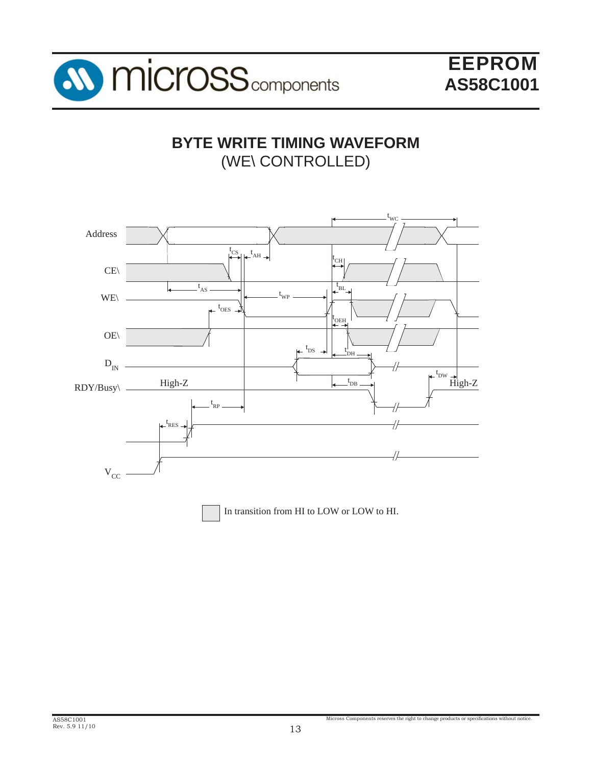## BYTE WRITE TIMING WAVEFORM
(WE\ CONTROLLED)

Address

CE\

WE\

OE\

$D_{IN}$

RDY/Busy\

$V_{CC}$

$t_{WC}$ $t_{CS}$ $t_{AH}$ $t_{CH}$ $t_{AS}$ $t_{WP}$ $t_{BL}$ $t_{OES}$ $t_{OEH}$ $t_{DS}$ $t_{DH}$ $t_{DB}$ $t_{DW}$ $t_{RP}$ $t_{RES}$

High-Z High-Z

In transition from HI to LOW or LOW to HI.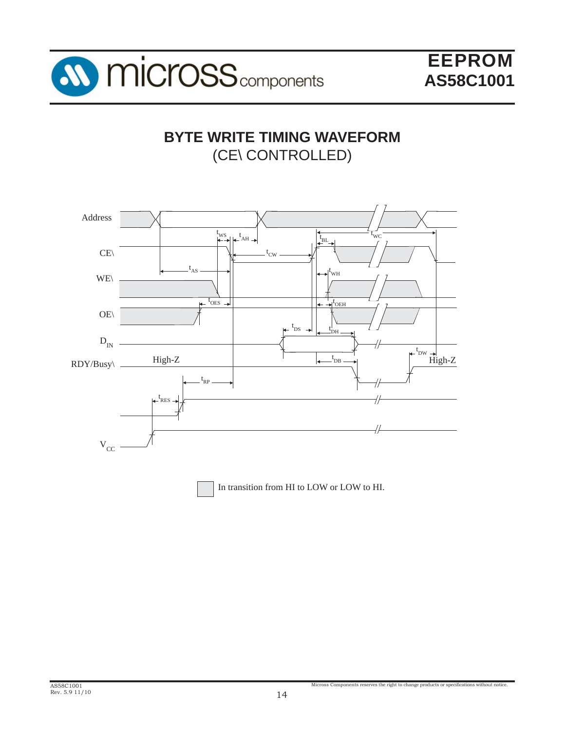## BYTE WRITE TIMING WAVEFORM
(CE\ CONTROLLED)

Address

CE\

WE\

OE\

$D_{IN}$

RDY/Busy\

$V_{CC}$

$t_{WS}$ $t_{AH}$ $t_{BL}$ $t_{WC}$ $t_{CW}$ $t_{AS}$ $t_{WH}$ $t_{OES}$ $t_{OEH}$ $t_{DS}$ $t_{DH}$ $t_{DW}$ $t_{DB}$ $t_{RP}$ $t_{RES}$

High-Z

High-Z

In transition from HI to LOW or LOW to HI.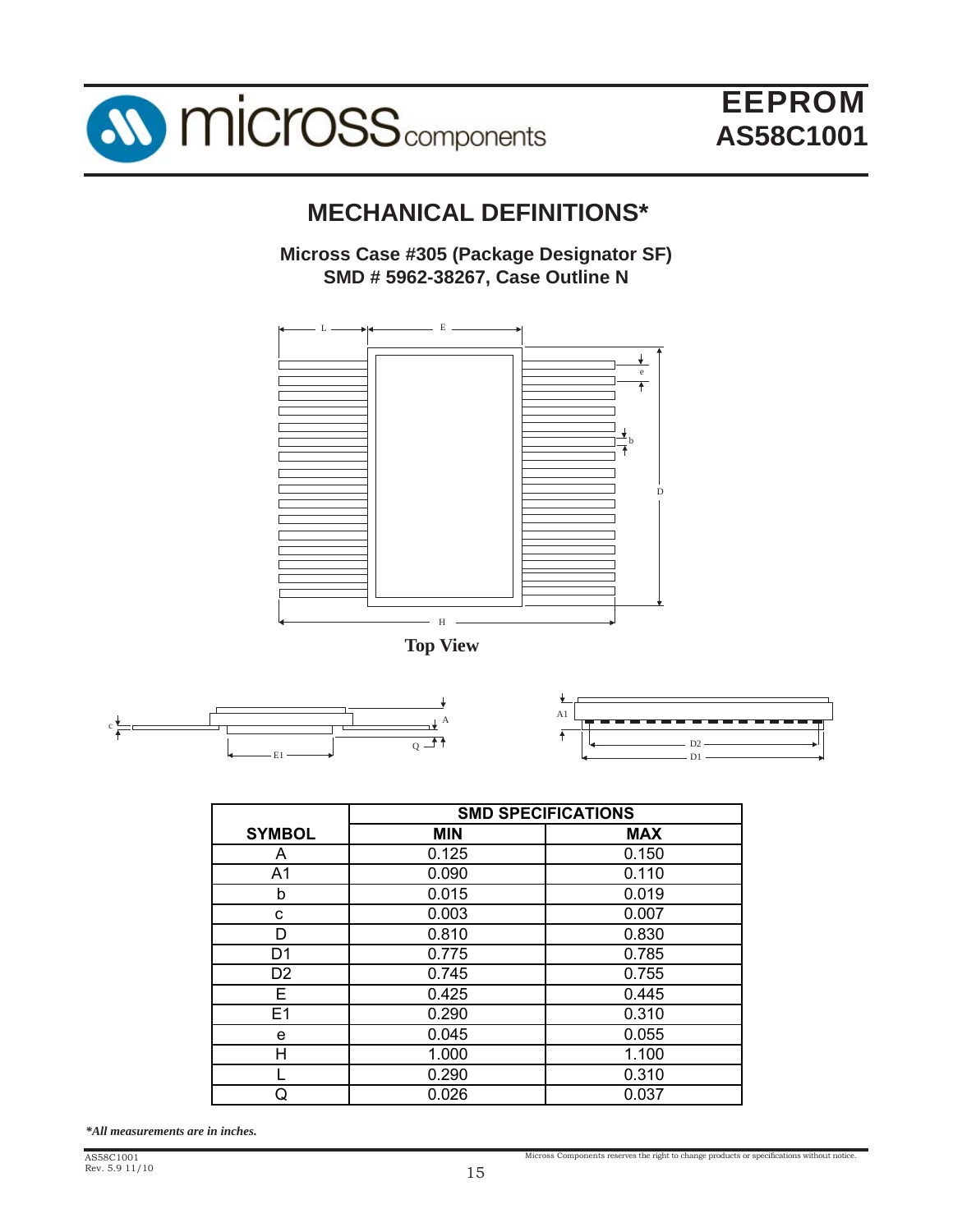# MECHANICAL DEFINITIONS*

**Micross Case #305 (Package Designator SF)**
**SMD # 5962-38267, Case Outline N**

**Top View**

| SYMBOL | SMD SPECIFICATIONS | |
|---|---|---|
| | **MIN** | **MAX** |
| A | 0.125 | 0.150 |
| A1 | 0.090 | 0.110 |
| b | 0.015 | 0.019 |
| c | 0.003 | 0.007 |
| D | 0.810 | 0.830 |
| D1 | 0.775 | 0.785 |
| D2 | 0.745 | 0.755 |
| E | 0.425 | 0.445 |
| E1 | 0.290 | 0.310 |
| e | 0.045 | 0.055 |
| H | 1.000 | 1.100 |
| L | 0.290 | 0.310 |
| Q | 0.026 | 0.037 |

***All measurements are in inches.***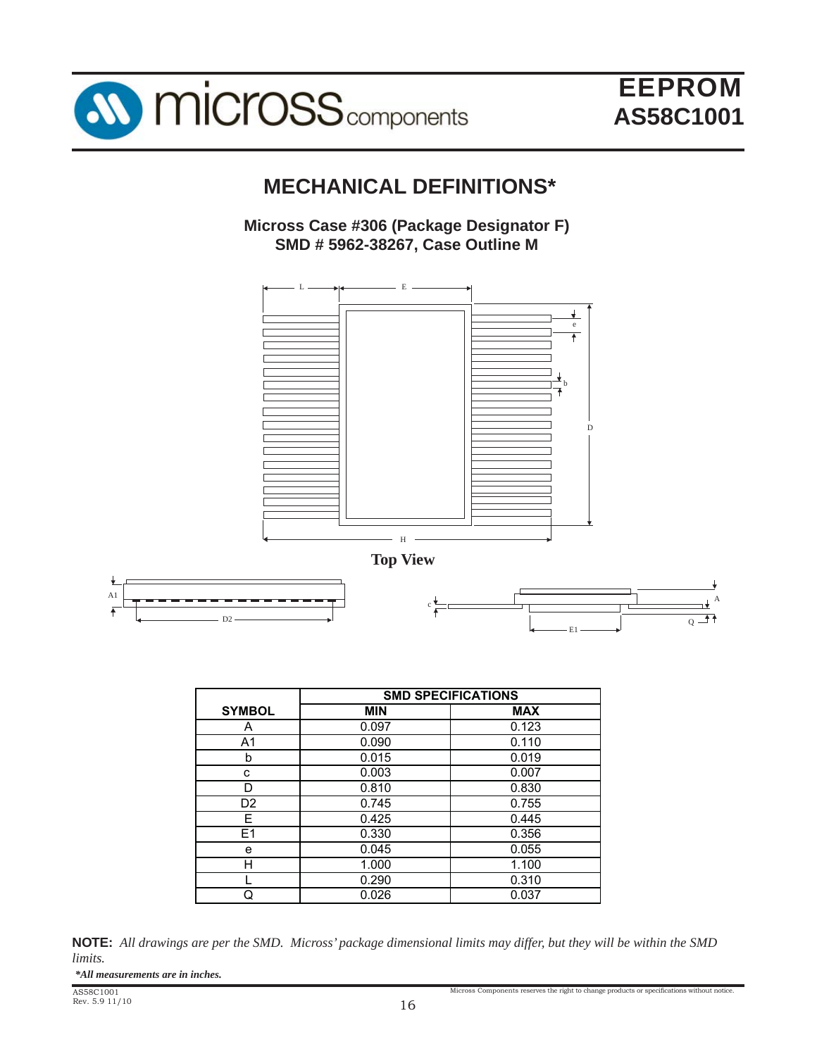## MECHANICAL DEFINITIONS*

**Micross Case #306 (Package Designator F)**
**SMD # 5962-38267, Case Outline M**

**Top View**

| SYMBOL | SMD SPECIFICATIONS | |
|---|---|---|
| | MIN | MAX |
| A | 0.097 | 0.123 |
| A1 | 0.090 | 0.110 |
| b | 0.015 | 0.019 |
| c | 0.003 | 0.007 |
| D | 0.810 | 0.830 |
| D2 | 0.745 | 0.755 |
| E | 0.425 | 0.445 |
| E1 | 0.330 | 0.356 |
| e | 0.045 | 0.055 |
| H | 1.000 | 1.100 |
| L | 0.290 | 0.310 |
| Q | 0.026 | 0.037 |

**NOTE:** *All drawings are per the SMD. Micross' package dimensional limits may differ, but they will be within the SMD limits.*

***All measurements are in inches.***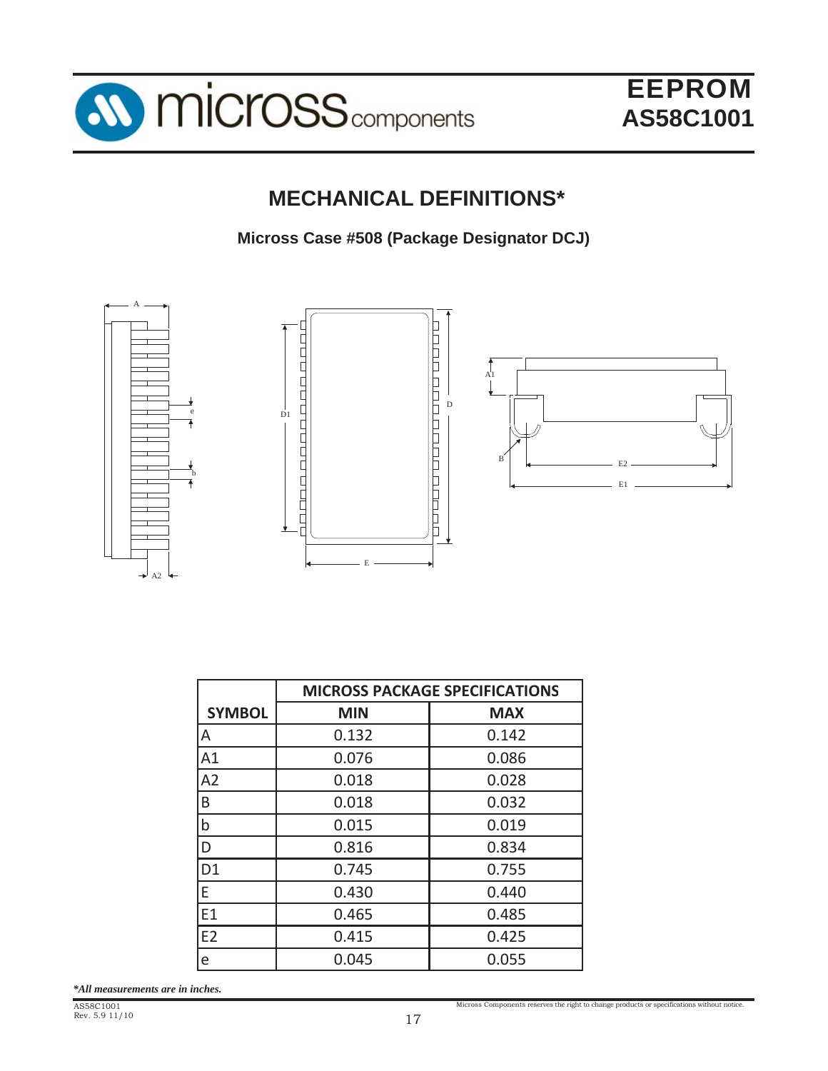# MECHANICAL DEFINITIONS*

**Micross Case #508 (Package Designator DCJ)**

| | MICROSS PACKAGE SPECIFICATIONS | |
|---|---|---|
| **SYMBOL** | **MIN** | **MAX** |
| A | 0.132 | 0.142 |
| A1 | 0.076 | 0.086 |
| A2 | 0.018 | 0.028 |
| B | 0.018 | 0.032 |
| b | 0.015 | 0.019 |
| D | 0.816 | 0.834 |
| D1 | 0.745 | 0.755 |
| E | 0.430 | 0.440 |
| E1 | 0.465 | 0.485 |
| E2 | 0.415 | 0.425 |
| e | 0.045 | 0.055 |

***All measurements are in inches.***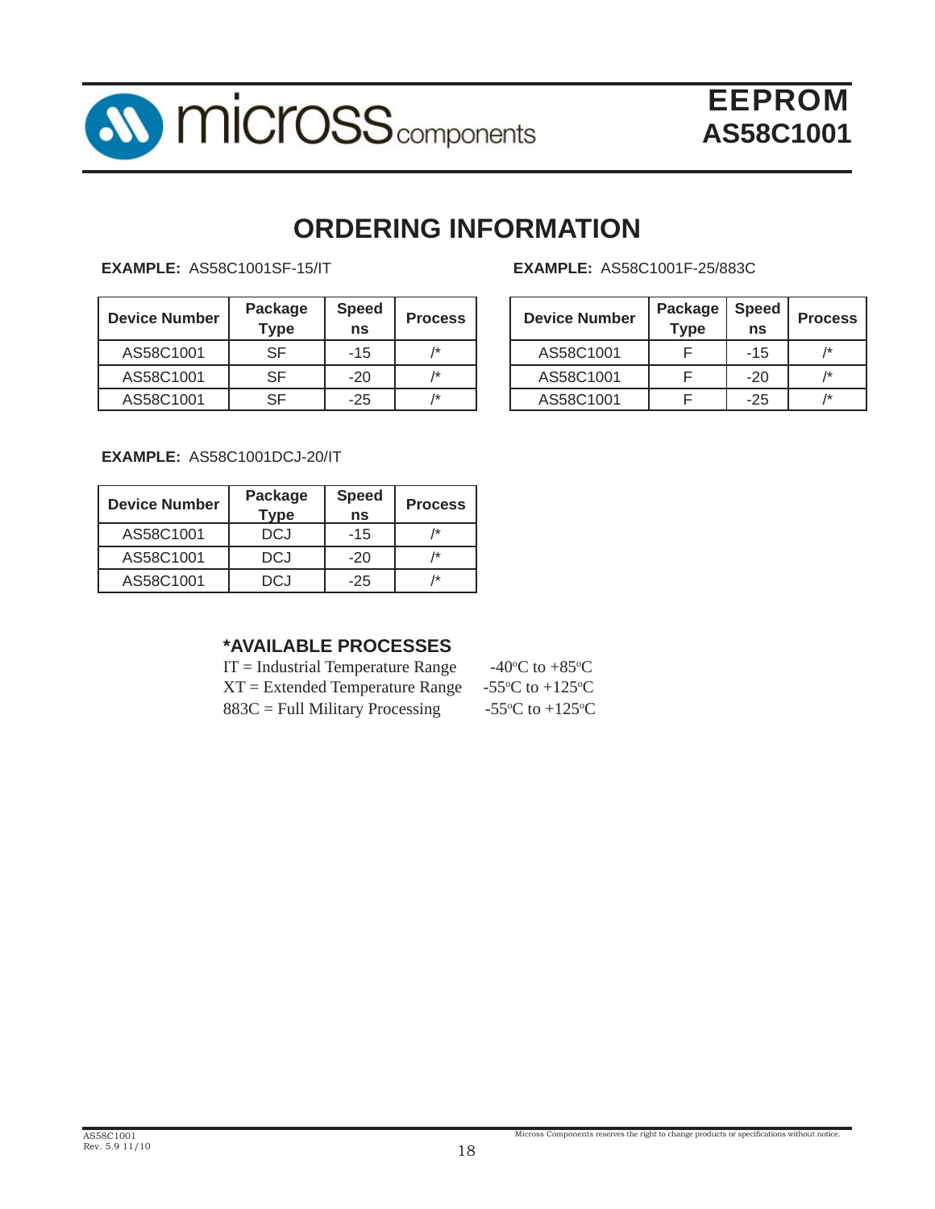# ORDERING INFORMATION

**EXAMPLE:** AS58C1001SF-15/IT

| Device Number | Package Type | Speed ns | Process |
|---|---|---|---|
| AS58C1001 | SF | -15 | /* |
| AS58C1001 | SF | -20 | /* |
| AS58C1001 | SF | -25 | /* |

**EXAMPLE:** AS58C1001F-25/883C

| Device Number | Package Type | Speed ns | Process |
|---|---|---|---|
| AS58C1001 | F | -15 | /* |
| AS58C1001 | F | -20 | /* |
| AS58C1001 | F | -25 | /* |

**EXAMPLE:** AS58C1001DCJ-20/IT

| Device Number | Package Type | Speed ns | Process |
|---|---|---|---|
| AS58C1001 | DCJ | -15 | /* |
| AS58C1001 | DCJ | -20 | /* |
| AS58C1001 | DCJ | -25 | /* |

### *AVAILABLE PROCESSES

IT = Industrial Temperature Range -40°C to +85°C
XT = Extended Temperature Range -55°C to +125°C
883C = Full Military Processing -55°C to +125°C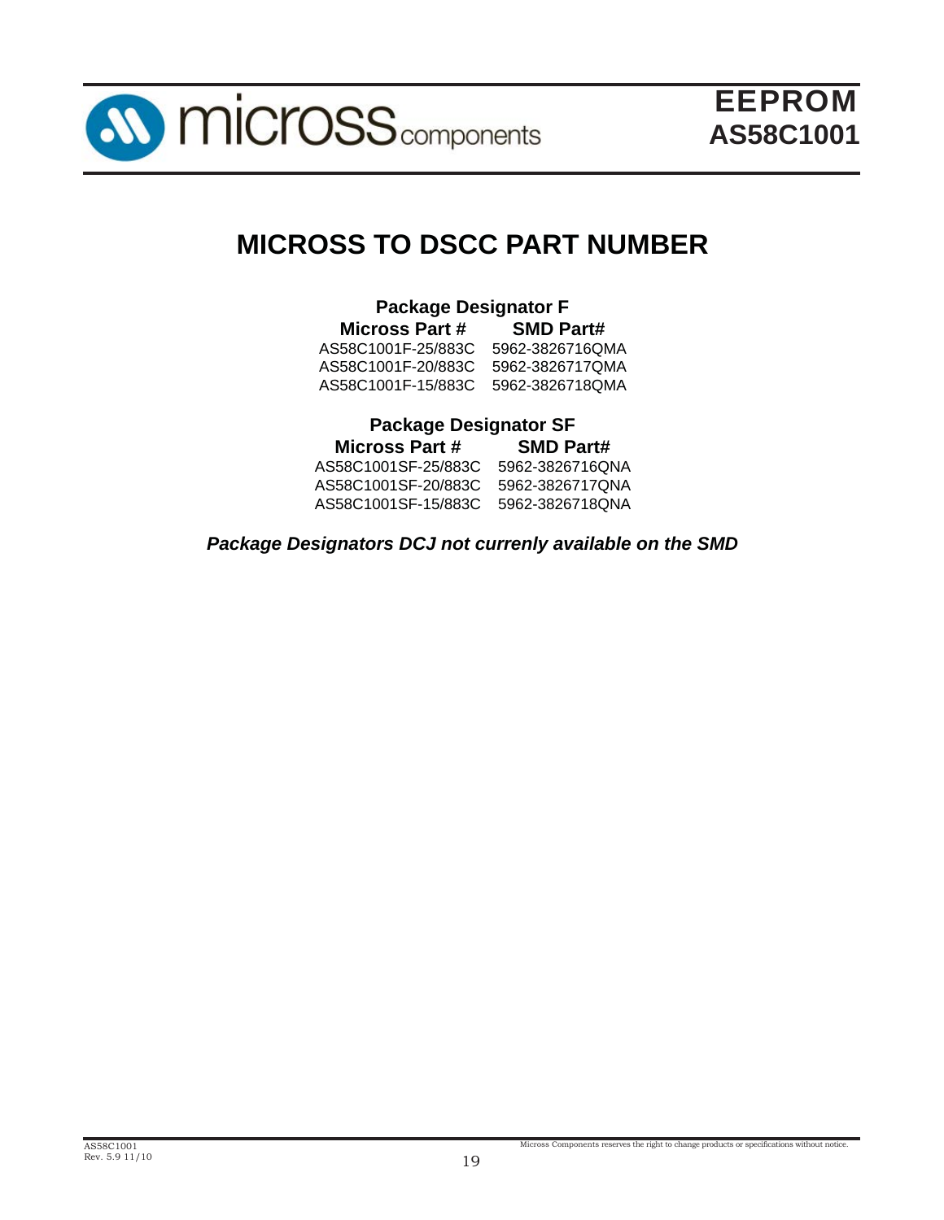# MICROSS TO DSCC PART NUMBER

**Package Designator F**

| Micross Part # | SMD Part# |
|---|---|
| AS58C1001F-25/883C | 5962-3826716QMA |
| AS58C1001F-20/883C | 5962-3826717QMA |
| AS58C1001F-15/883C | 5962-3826718QMA |

**Package Designator SF**

| Micross Part # | SMD Part# |
|---|---|
| AS58C1001SF-25/883C | 5962-3826716QNA |
| AS58C1001SF-20/883C | 5962-3826717QNA |
| AS58C1001SF-15/883C | 5962-3826718QNA |

***Package Designators DCJ not currenly available on the SMD***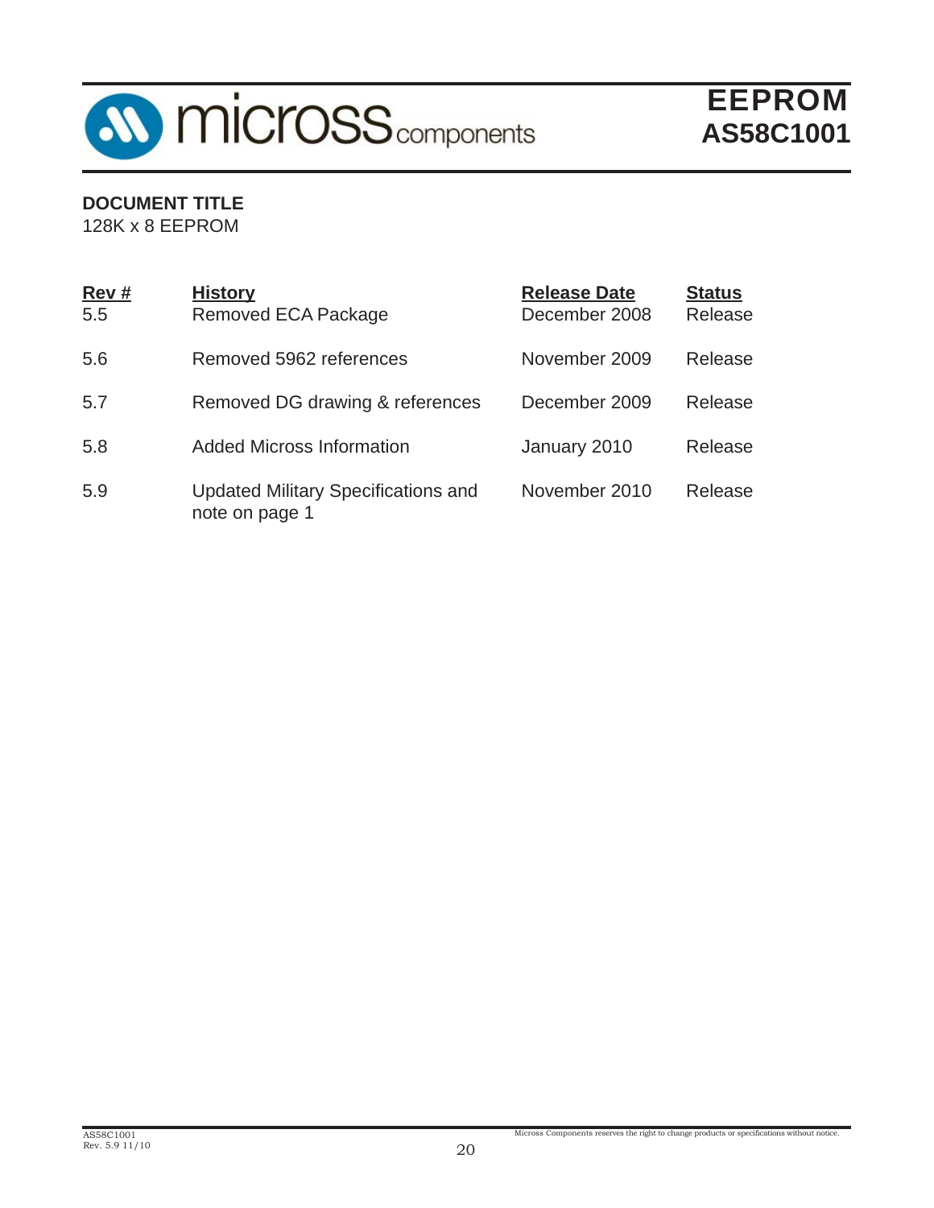**DOCUMENT TITLE**
128K x 8 EEPROM

| Rev # | History | Release Date | Status |
| --- | --- | --- | --- |
| 5.5 | Removed ECA Package | December 2008 | Release |
| 5.6 | Removed 5962 references | November 2009 | Release |
| 5.7 | Removed DG drawing & references | December 2009 | Release |
| 5.8 | Added Micross Information | January 2010 | Release |
| 5.9 | Updated Military Specifications and note on page 1 | November 2010 | Release |